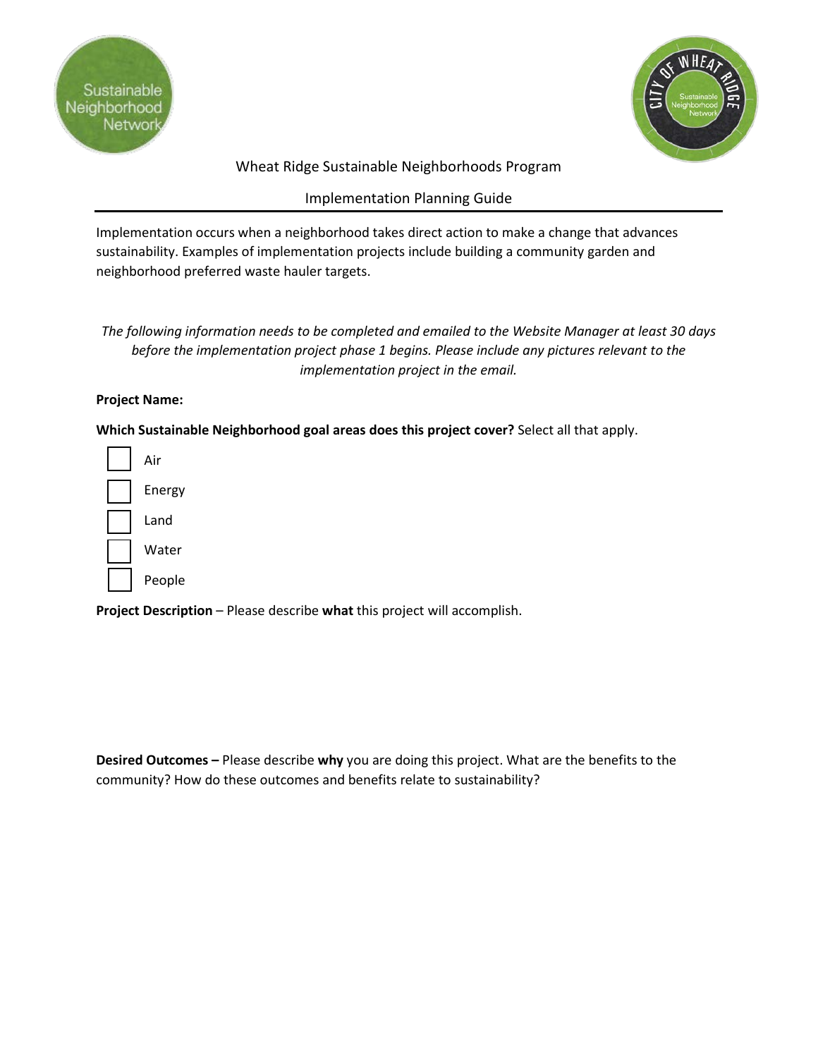Wheat Ridge Sustainable Neighborhoods Program

Implementation Planning Guide

---

Implementation occurs when a neighborhood takes direct action to make a change that advances sustainability. Examples of implementation projects include building a community garden and neighborhood preferred waste hauler targets.

*The following information needs to be completed and emailed to the Website Manager at least 30 days before the implementation project phase 1 begins. Please include any pictures relevant to the implementation project in the email.*

**Project Name:**

**Which Sustainable Neighborhood goal areas does this project cover?** Select all that apply.

- [ ] Air
- [ ] Energy
- [ ] Land
- [ ] Water
- [ ] People

**Project Description** – Please describe **what** this project will accomplish.

**Desired Outcomes –** Please describe **why** you are doing this project. What are the benefits to the community? How do these outcomes and benefits relate to sustainability?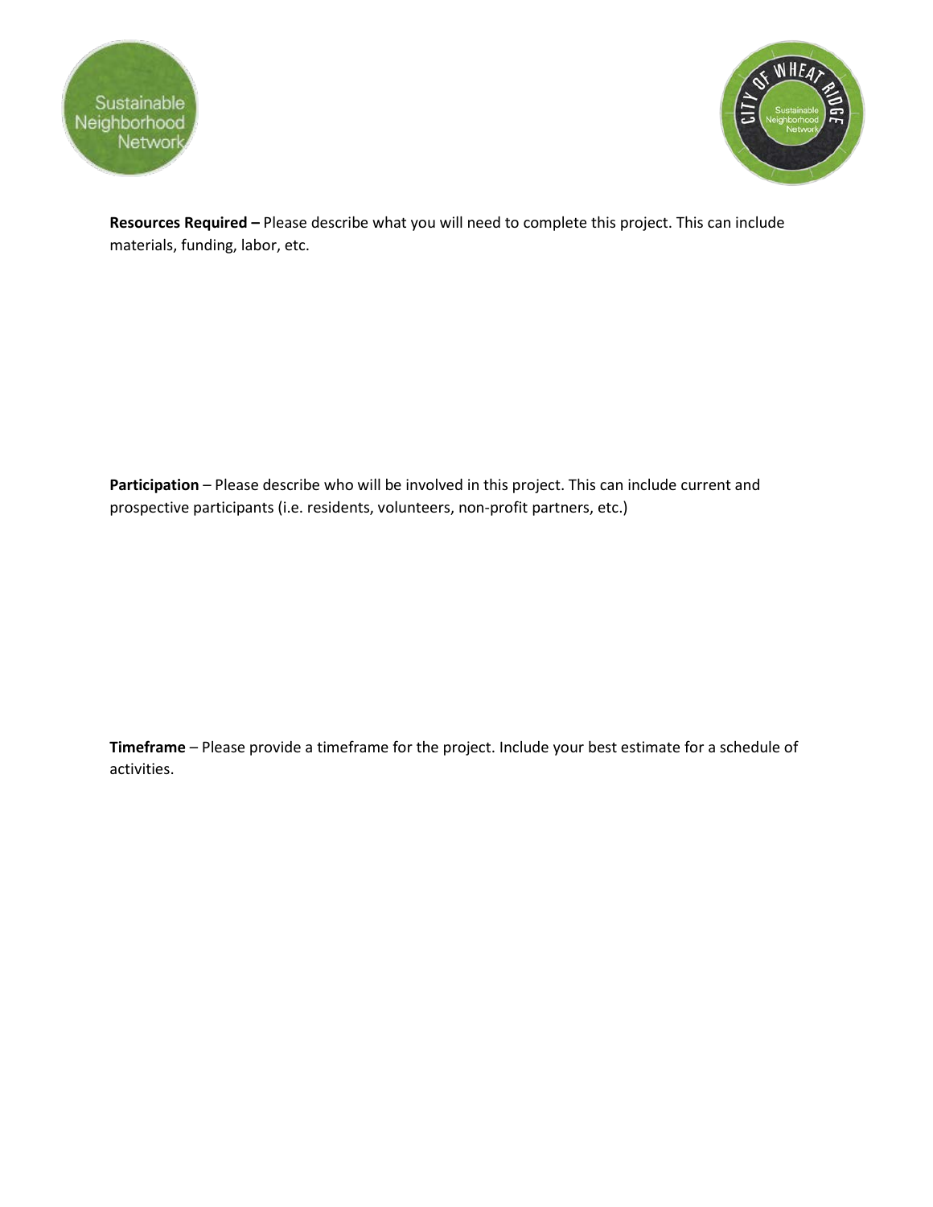**Resources Required –** Please describe what you will need to complete this project. This can include materials, funding, labor, etc.

**Participation** – Please describe who will be involved in this project. This can include current and prospective participants (i.e. residents, volunteers, non-profit partners, etc.)

**Timeframe** – Please provide a timeframe for the project. Include your best estimate for a schedule of activities.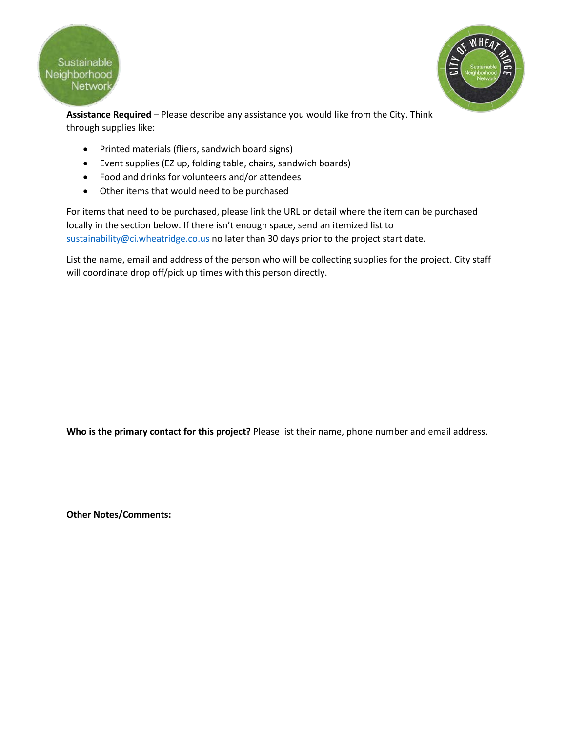**Assistance Required** – Please describe any assistance you would like from the City. Think through supplies like:

- Printed materials (fliers, sandwich board signs)
- Event supplies (EZ up, folding table, chairs, sandwich boards)
- Food and drinks for volunteers and/or attendees
- Other items that would need to be purchased

For items that need to be purchased, please link the URL or detail where the item can be purchased locally in the section below. If there isn't enough space, send an itemized list to sustainability@ci.wheatridge.co.us no later than 30 days prior to the project start date.

List the name, email and address of the person who will be collecting supplies for the project. City staff will coordinate drop off/pick up times with this person directly.

**Who is the primary contact for this project?** Please list their name, phone number and email address.

**Other Notes/Comments:**